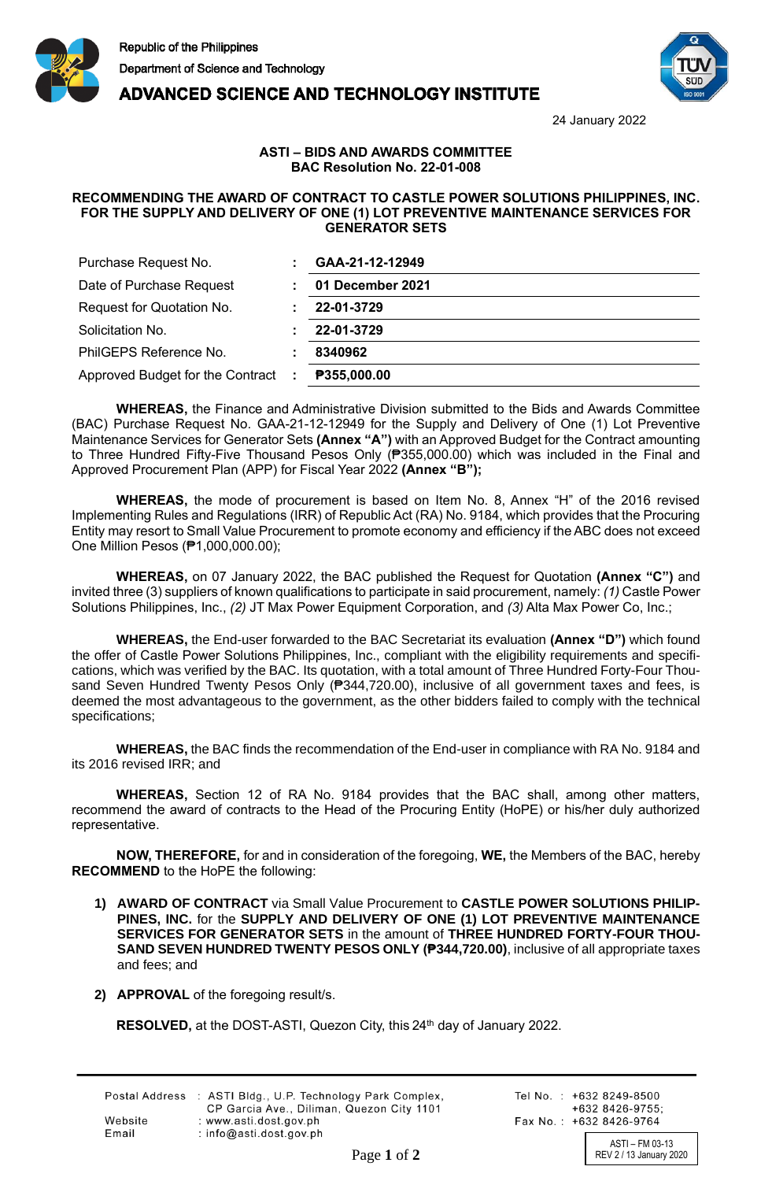Republic of the Philippines
Department of Science and Technology
**ADVANCED SCIENCE AND TECHNOLOGY INSTITUTE**

24 January 2022

**ASTI – BIDS AND AWARDS COMMITTEE**
**BAC Resolution No. 22-01-008**

**RECOMMENDING THE AWARD OF CONTRACT TO CASTLE POWER SOLUTIONS PHILIPPINES, INC. FOR THE SUPPLY AND DELIVERY OF ONE (1) LOT PREVENTIVE MAINTENANCE SERVICES FOR GENERATOR SETS**

| | | |
|---|---|---|
| Purchase Request No. | : | **GAA-21-12-12949** |
| Date of Purchase Request | : | **01 December 2021** |
| Request for Quotation No. | : | **22-01-3729** |
| Solicitation No. | : | **22-01-3729** |
| PhilGEPS Reference No. | : | **8340962** |
| Approved Budget for the Contract | : | **₱355,000.00** |

**WHEREAS,** the Finance and Administrative Division submitted to the Bids and Awards Committee (BAC) Purchase Request No. GAA-21-12-12949 for the Supply and Delivery of One (1) Lot Preventive Maintenance Services for Generator Sets **(Annex "A")** with an Approved Budget for the Contract amounting to Three Hundred Fifty-Five Thousand Pesos Only (₱355,000.00) which was included in the Final and Approved Procurement Plan (APP) for Fiscal Year 2022 **(Annex "B");**

**WHEREAS,** the mode of procurement is based on Item No. 8, Annex "H" of the 2016 revised Implementing Rules and Regulations (IRR) of Republic Act (RA) No. 9184, which provides that the Procuring Entity may resort to Small Value Procurement to promote economy and efficiency if the ABC does not exceed One Million Pesos (₱1,000,000.00);

**WHEREAS,** on 07 January 2022, the BAC published the Request for Quotation **(Annex "C")** and invited three (3) suppliers of known qualifications to participate in said procurement, namely: *(1)* Castle Power Solutions Philippines, Inc., *(2)* JT Max Power Equipment Corporation, and *(3)* Alta Max Power Co, Inc.;

**WHEREAS,** the End-user forwarded to the BAC Secretariat its evaluation **(Annex "D")** which found the offer of Castle Power Solutions Philippines, Inc., compliant with the eligibility requirements and specifications, which was verified by the BAC. Its quotation, with a total amount of Three Hundred Forty-Four Thousand Seven Hundred Twenty Pesos Only (₱344,720.00), inclusive of all government taxes and fees, is deemed the most advantageous to the government, as the other bidders failed to comply with the technical specifications;

**WHEREAS,** the BAC finds the recommendation of the End-user in compliance with RA No. 9184 and its 2016 revised IRR; and

**WHEREAS,** Section 12 of RA No. 9184 provides that the BAC shall, among other matters, recommend the award of contracts to the Head of the Procuring Entity (HoPE) or his/her duly authorized representative.

**NOW, THEREFORE,** for and in consideration of the foregoing, **WE,** the Members of the BAC, hereby **RECOMMEND** to the HoPE the following:

1) **AWARD OF CONTRACT** via Small Value Procurement to **CASTLE POWER SOLUTIONS PHILIPPINES, INC.** for the **SUPPLY AND DELIVERY OF ONE (1) LOT PREVENTIVE MAINTENANCE SERVICES FOR GENERATOR SETS** in the amount of **THREE HUNDRED FORTY-FOUR THOUSAND SEVEN HUNDRED TWENTY PESOS ONLY (₱344,720.00)**, inclusive of all appropriate taxes and fees; and

2) **APPROVAL** of the foregoing result/s.

**RESOLVED,** at the DOST-ASTI, Quezon City, this 24th day of January 2022.

Postal Address : ASTI Bldg., U.P. Technology Park Complex, CP Garcia Ave., Diliman, Quezon City 1101
Website : www.asti.dost.gov.ph
Email : info@asti.dost.gov.ph
Tel No. : +632 8249-8500 +632 8426-9755;
Fax No. : +632 8426-9764

ASTI – FM 03-13
REV 2 / 13 January 2020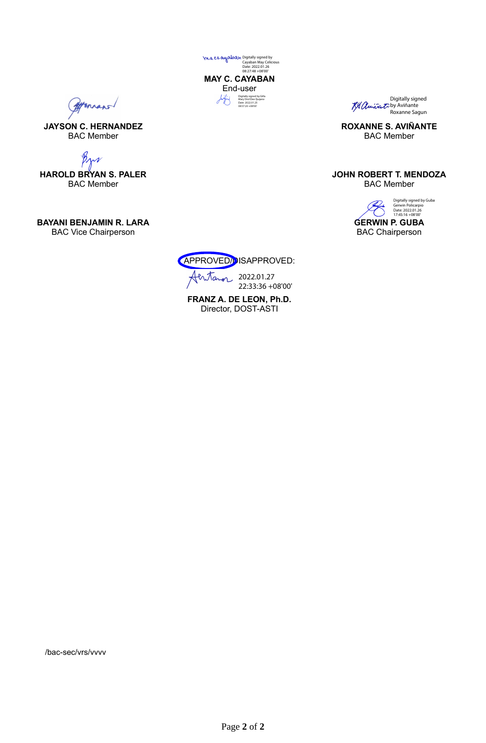Digitally signed by Cayaban May Celicious
Date: 2022.01.26 08:27:48 +08'00'

**MAY C. CAYABAN**
End-user

Digitally signed by Gilla Mary Drei Dee Quijano
Date: 2022.01.25 08:57:20 +08'00'

Digitally signed by Aviñante Roxanne Sagun

**JAYSON C. HERNANDEZ**
BAC Member

**ROXANNE S. AVIÑANTE**
BAC Member

**HAROLD BRYAN S. PALER**
BAC Member

**JOHN ROBERT T. MENDOZA**
BAC Member

Digitally signed by Guba Gerwin Policarpio
Date: 2022.01.26 17:45:16 +08'00'

**BAYANI BENJAMIN R. LARA**
BAC Vice Chairperson

**GERWIN P. GUBA**
BAC Chairperson

APPROVED/DISAPPROVED:

2022.01.27
22:33:36 +08'00'

**FRANZ A. DE LEON, Ph.D.**
Director, DOST-ASTI

/bac-sec/vrs/vvvv